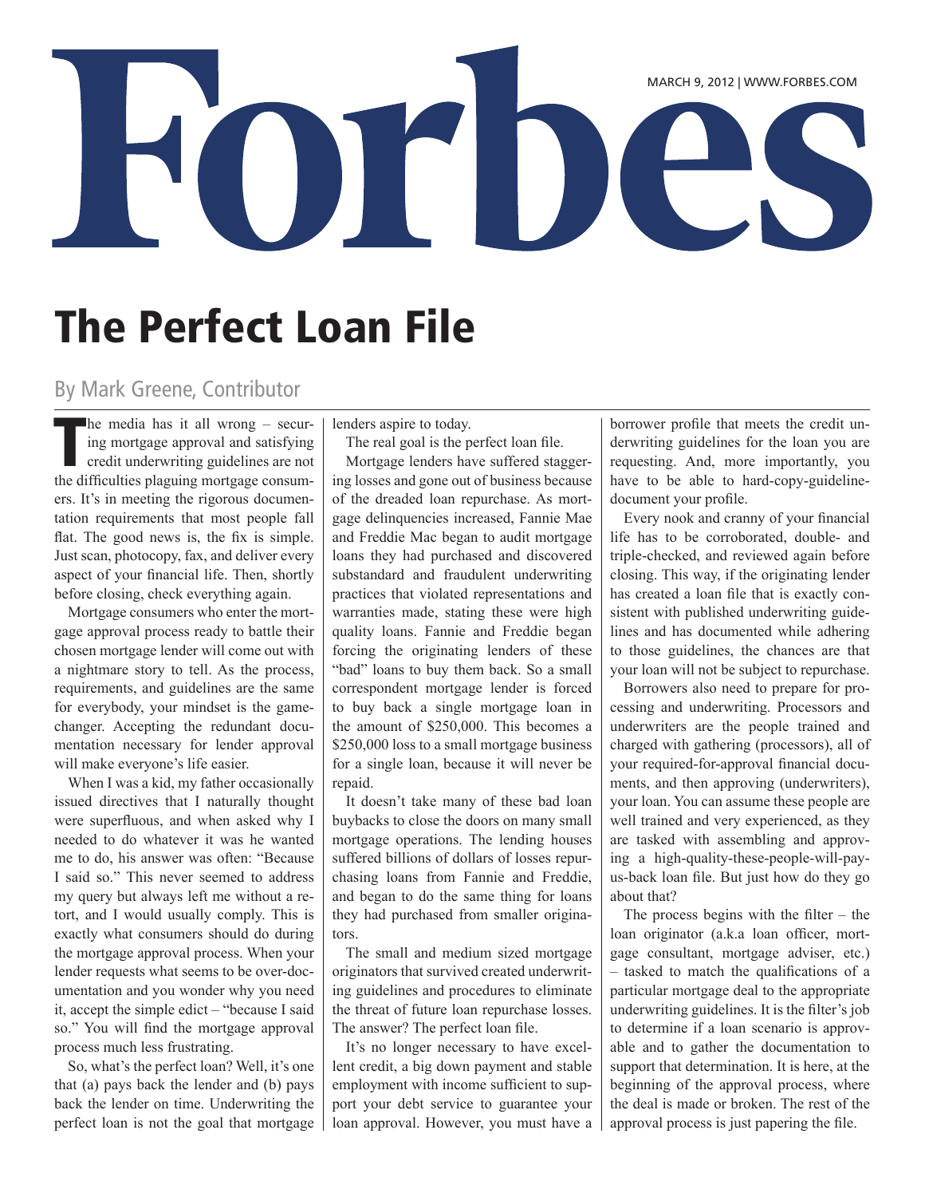# The Perfect Loan File

By Mark Greene, Contributor

The media has it all wrong – securing mortgage approval and satisfying credit underwriting guidelines are not the difficulties plaguing mortgage consumers. It's in meeting the rigorous documentation requirements that most people fall flat. The good news is, the fix is simple. Just scan, photocopy, fax, and deliver every aspect of your financial life. Then, shortly before closing, check everything again.

Mortgage consumers who enter the mortgage approval process ready to battle their chosen mortgage lender will come out with a nightmare story to tell. As the process, requirements, and guidelines are the same for everybody, your mindset is the game-changer. Accepting the redundant documentation necessary for lender approval will make everyone's life easier.

When I was a kid, my father occasionally issued directives that I naturally thought were superfluous, and when asked why I needed to do whatever it was he wanted me to do, his answer was often: "Because I said so." This never seemed to address my query but always left me without a retort, and I would usually comply. This is exactly what consumers should do during the mortgage approval process. When your lender requests what seems to be over-documentation and you wonder why you need it, accept the simple edict – "because I said so." You will find the mortgage approval process much less frustrating.

So, what's the perfect loan? Well, it's one that (a) pays back the lender and (b) pays back the lender on time. Underwriting the perfect loan is not the goal that mortgage lenders aspire to today.

The real goal is the perfect loan file.

Mortgage lenders have suffered staggering losses and gone out of business because of the dreaded loan repurchase. As mortgage delinquencies increased, Fannie Mae and Freddie Mac began to audit mortgage loans they had purchased and discovered substandard and fraudulent underwriting practices that violated representations and warranties made, stating these were high quality loans. Fannie and Freddie began forcing the originating lenders of these "bad" loans to buy them back. So a small correspondent mortgage lender is forced to buy back a single mortgage loan in the amount of $250,000. This becomes a $250,000 loss to a small mortgage business for a single loan, because it will never be repaid.

It doesn't take many of these bad loan buybacks to close the doors on many small mortgage operations. The lending houses suffered billions of dollars of losses repurchasing loans from Fannie and Freddie, and began to do the same thing for loans they had purchased from smaller originators.

The small and medium sized mortgage originators that survived created underwriting guidelines and procedures to eliminate the threat of future loan repurchase losses. The answer? The perfect loan file.

It's no longer necessary to have excellent credit, a big down payment and stable employment with income sufficient to support your debt service to guarantee your loan approval. However, you must have a borrower profile that meets the credit underwriting guidelines for the loan you are requesting. And, more importantly, you have to be able to hard-copy-guideline-document your profile.

Every nook and cranny of your financial life has to be corroborated, double- and triple-checked, and reviewed again before closing. This way, if the originating lender has created a loan file that is exactly consistent with published underwriting guidelines and has documented while adhering to those guidelines, the chances are that your loan will not be subject to repurchase.

Borrowers also need to prepare for processing and underwriting. Processors and underwriters are the people trained and charged with gathering (processors), all of your required-for-approval financial documents, and then approving (underwriters), your loan. You can assume these people are well trained and very experienced, as they are tasked with assembling and approving a high-quality-these-people-will-pay-us-back loan file. But just how do they go about that?

The process begins with the filter – the loan originator (a.k.a loan officer, mortgage consultant, mortgage adviser, etc.) – tasked to match the qualifications of a particular mortgage deal to the appropriate underwriting guidelines. It is the filter's job to determine if a loan scenario is approvable and to gather the documentation to support that determination. It is here, at the beginning of the approval process, where the deal is made or broken. The rest of the approval process is just papering the file.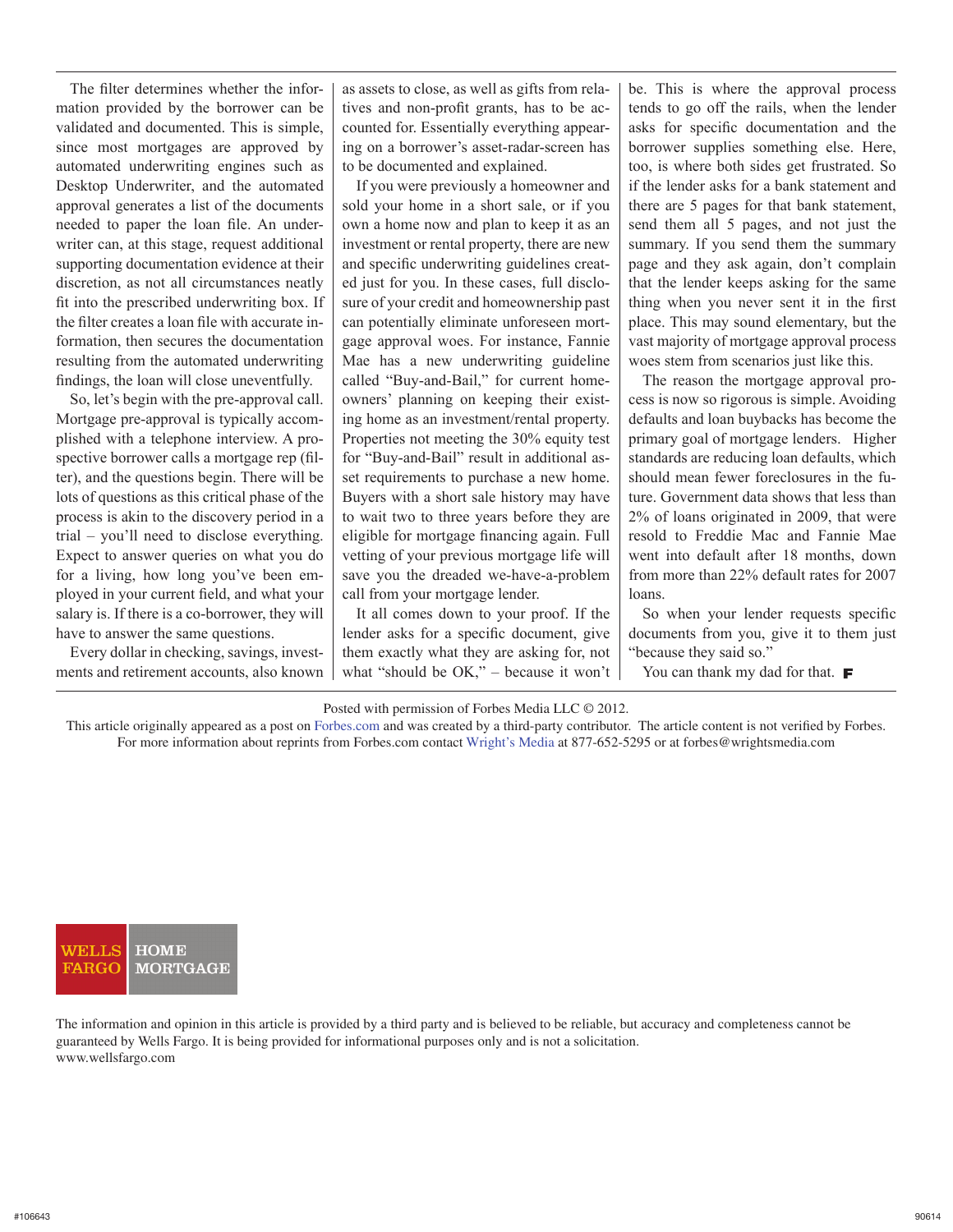The filter determines whether the information provided by the borrower can be validated and documented. This is simple, since most mortgages are approved by automated underwriting engines such as Desktop Underwriter, and the automated approval generates a list of the documents needed to paper the loan file. An underwriter can, at this stage, request additional supporting documentation evidence at their discretion, as not all circumstances neatly fit into the prescribed underwriting box. If the filter creates a loan file with accurate information, then secures the documentation resulting from the automated underwriting findings, the loan will close uneventfully.

So, let's begin with the pre-approval call. Mortgage pre-approval is typically accomplished with a telephone interview. A prospective borrower calls a mortgage rep (filter), and the questions begin. There will be lots of questions as this critical phase of the process is akin to the discovery period in a trial – you'll need to disclose everything. Expect to answer queries on what you do for a living, how long you've been employed in your current field, and what your salary is. If there is a co-borrower, they will have to answer the same questions.

Every dollar in checking, savings, investments and retirement accounts, also known as assets to close, as well as gifts from relatives and non-profit grants, has to be accounted for. Essentially everything appearing on a borrower's asset-radar-screen has to be documented and explained.

If you were previously a homeowner and sold your home in a short sale, or if you own a home now and plan to keep it as an investment or rental property, there are new and specific underwriting guidelines created just for you. In these cases, full disclosure of your credit and homeownership past can potentially eliminate unforeseen mortgage approval woes. For instance, Fannie Mae has a new underwriting guideline called "Buy-and-Bail," for current homeowners' planning on keeping their existing home as an investment/rental property. Properties not meeting the 30% equity test for "Buy-and-Bail" result in additional asset requirements to purchase a new home. Buyers with a short sale history may have to wait two to three years before they are eligible for mortgage financing again. Full vetting of your previous mortgage life will save you the dreaded we-have-a-problem call from your mortgage lender.

It all comes down to your proof. If the lender asks for a specific document, give them exactly what they are asking for, not what "should be OK," – because it won't be. This is where the approval process tends to go off the rails, when the lender asks for specific documentation and the borrower supplies something else. Here, too, is where both sides get frustrated. So if the lender asks for a bank statement and there are 5 pages for that bank statement, send them all 5 pages, and not just the summary. If you send them the summary page and they ask again, don't complain that the lender keeps asking for the same thing when you never sent it in the first place. This may sound elementary, but the vast majority of mortgage approval process woes stem from scenarios just like this.

The reason the mortgage approval process is now so rigorous is simple. Avoiding defaults and loan buybacks has become the primary goal of mortgage lenders. Higher standards are reducing loan defaults, which should mean fewer foreclosures in the future. Government data shows that less than 2% of loans originated in 2009, that were resold to Freddie Mac and Fannie Mae went into default after 18 months, down from more than 22% default rates for 2007 loans.

So when your lender requests specific documents from you, give it to them just "because they said so."

You can thank my dad for that.

---

Posted with permission of Forbes Media LLC © 2012.

This article originally appeared as a post on Forbes.com and was created by a third-party contributor. The article content is not verified by Forbes. For more information about reprints from Forbes.com contact Wright's Media at 877-652-5295 or at forbes@wrightsmedia.com

WELLS FARGO HOME MORTGAGE

The information and opinion in this article is provided by a third party and is believed to be reliable, but accuracy and completeness cannot be guaranteed by Wells Fargo. It is being provided for informational purposes only and is not a solicitation.
www.wellsfargo.com

#106643

90614